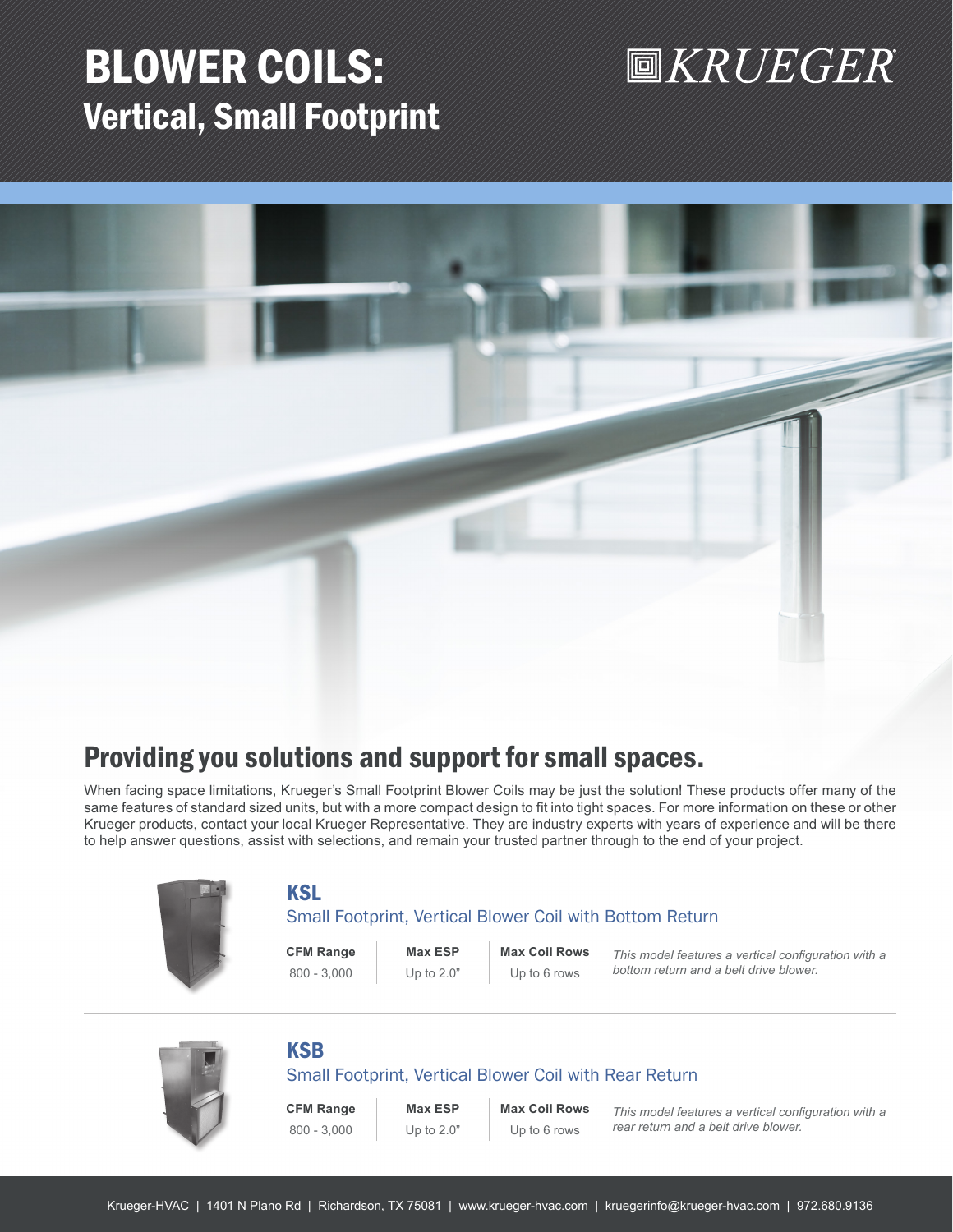# BLOWER COILS:
## Vertical, Small Footprint

KRUEGER

## Providing you solutions and support for small spaces.

When facing space limitations, Krueger's Small Footprint Blower Coils may be just the solution! These products offer many of the same features of standard sized units, but with a more compact design to fit into tight spaces. For more information on these or other Krueger products, contact your local Krueger Representative. They are industry experts with years of experience and will be there to help answer questions, assist with selections, and remain your trusted partner through to the end of your project.

### KSL

Small Footprint, Vertical Blower Coil with Bottom Return

| CFM Range | Max ESP | Max Coil Rows |
|---|---|---|
| 800 - 3,000 | Up to 2.0" | Up to 6 rows |

*This model features a vertical configuration with a bottom return and a belt drive blower.*

### KSB

Small Footprint, Vertical Blower Coil with Rear Return

| CFM Range | Max ESP | Max Coil Rows |
|---|---|---|
| 800 - 3,000 | Up to 2.0" | Up to 6 rows |

*This model features a vertical configuration with a rear return and a belt drive blower.*

Krueger-HVAC | 1401 N Plano Rd | Richardson, TX 75081 | www.krueger-hvac.com | kruegerinfo@krueger-hvac.com | 972.680.9136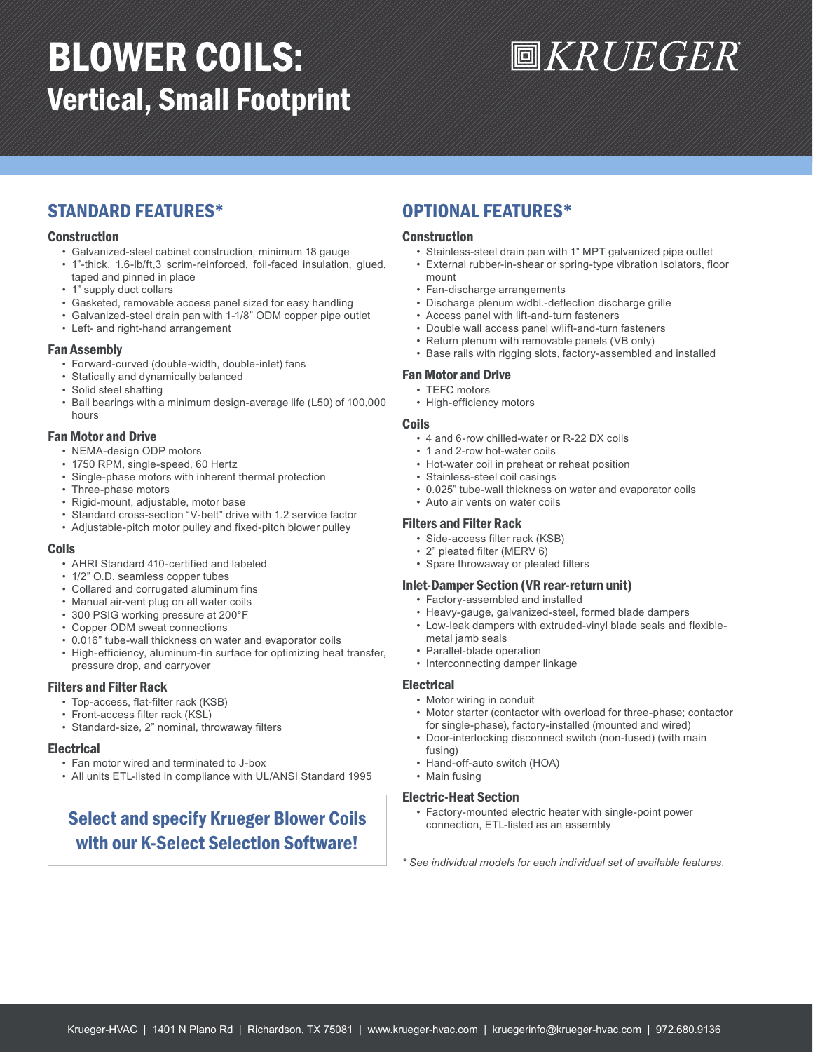# BLOWER COILS: Vertical, Small Footprint

KRUEGER

## STANDARD FEATURES*

### Construction

- Galvanized-steel cabinet construction, minimum 18 gauge
- 1"-thick, 1.6-lb/ft,3 scrim-reinforced, foil-faced insulation, glued, taped and pinned in place
- 1" supply duct collars
- Gasketed, removable access panel sized for easy handling
- Galvanized-steel drain pan with 1-1/8" ODM copper pipe outlet
- Left- and right-hand arrangement

### Fan Assembly

- Forward-curved (double-width, double-inlet) fans
- Statically and dynamically balanced
- Solid steel shafting
- Ball bearings with a minimum design-average life (L50) of 100,000 hours

### Fan Motor and Drive

- NEMA-design ODP motors
- 1750 RPM, single-speed, 60 Hertz
- Single-phase motors with inherent thermal protection
- Three-phase motors
- Rigid-mount, adjustable, motor base
- Standard cross-section "V-belt" drive with 1.2 service factor
- Adjustable-pitch motor pulley and fixed-pitch blower pulley

### Coils

- AHRI Standard 410-certified and labeled
- 1/2" O.D. seamless copper tubes
- Collared and corrugated aluminum fins
- Manual air-vent plug on all water coils
- 300 PSIG working pressure at 200°F
- Copper ODM sweat connections
- 0.016" tube-wall thickness on water and evaporator coils
- High-efficiency, aluminum-fin surface for optimizing heat transfer, pressure drop, and carryover

### Filters and Filter Rack

- Top-access, flat-filter rack (KSB)
- Front-access filter rack (KSL)
- Standard-size, 2" nominal, throwaway filters

### Electrical

- Fan motor wired and terminated to J-box
- All units ETL-listed in compliance with UL/ANSI Standard 1995

**Select and specify Krueger Blower Coils with our K-Select Selection Software!**

## OPTIONAL FEATURES*

### Construction

- Stainless-steel drain pan with 1" MPT galvanized pipe outlet
- External rubber-in-shear or spring-type vibration isolators, floor mount
- Fan-discharge arrangements
- Discharge plenum w/dbl.-deflection discharge grille
- Access panel with lift-and-turn fasteners
- Double wall access panel w/lift-and-turn fasteners
- Return plenum with removable panels (VB only)
- Base rails with rigging slots, factory-assembled and installed

### Fan Motor and Drive

- TEFC motors
- High-efficiency motors

### Coils

- 4 and 6-row chilled-water or R-22 DX coils
- 1 and 2-row hot-water coils
- Hot-water coil in preheat or reheat position
- Stainless-steel coil casings
- 0.025" tube-wall thickness on water and evaporator coils
- Auto air vents on water coils

### Filters and Filter Rack

- Side-access filter rack (KSB)
- 2" pleated filter (MERV 6)
- Spare throwaway or pleated filters

### Inlet-Damper Section (VR rear-return unit)

- Factory-assembled and installed
- Heavy-gauge, galvanized-steel, formed blade dampers
- Low-leak dampers with extruded-vinyl blade seals and flexible-metal jamb seals
- Parallel-blade operation
- Interconnecting damper linkage

### Electrical

- Motor wiring in conduit
- Motor starter (contactor with overload for three-phase; contactor for single-phase), factory-installed (mounted and wired)
- Door-interlocking disconnect switch (non-fused) (with main fusing)
- Hand-off-auto switch (HOA)
- Main fusing

### Electric-Heat Section

- Factory-mounted electric heater with single-point power connection, ETL-listed as an assembly

*\* See individual models for each individual set of available features.*

Krueger-HVAC | 1401 N Plano Rd | Richardson, TX 75081 | www.krueger-hvac.com | krugerinfo@krueger-hvac.com | 972.680.9136